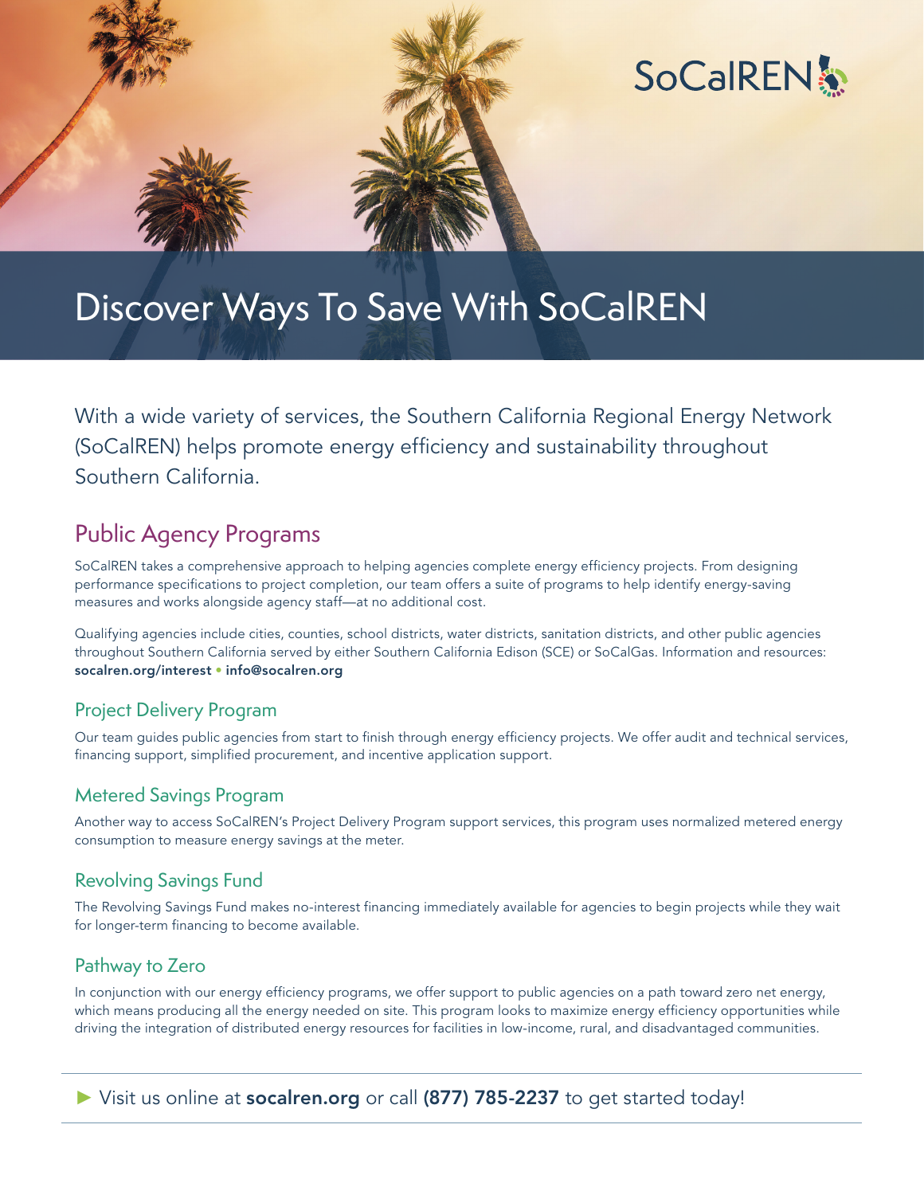SoCalREN

# Discover Ways To Save With SoCalREN

With a wide variety of services, the Southern California Regional Energy Network (SoCalREN) helps promote energy efficiency and sustainability throughout Southern California.

## Public Agency Programs

SoCalREN takes a comprehensive approach to helping agencies complete energy efficiency projects. From designing performance specifications to project completion, our team offers a suite of programs to help identify energy-saving measures and works alongside agency staff—at no additional cost.

Qualifying agencies include cities, counties, school districts, water districts, sanitation districts, and other public agencies throughout Southern California served by either Southern California Edison (SCE) or SoCalGas. Information and resources: **socalren.org/interest** • **info@socalren.org**

### Project Delivery Program

Our team guides public agencies from start to finish through energy efficiency projects. We offer audit and technical services, financing support, simplified procurement, and incentive application support.

### Metered Savings Program

Another way to access SoCalREN's Project Delivery Program support services, this program uses normalized metered energy consumption to measure energy savings at the meter.

### Revolving Savings Fund

The Revolving Savings Fund makes no-interest financing immediately available for agencies to begin projects while they wait for longer-term financing to become available.

### Pathway to Zero

In conjunction with our energy efficiency programs, we offer support to public agencies on a path toward zero net energy, which means producing all the energy needed on site. This program looks to maximize energy efficiency opportunities while driving the integration of distributed energy resources for facilities in low-income, rural, and disadvantaged communities.

---

▶ Visit us online at **socalren.org** or call **(877) 785-2237** to get started today!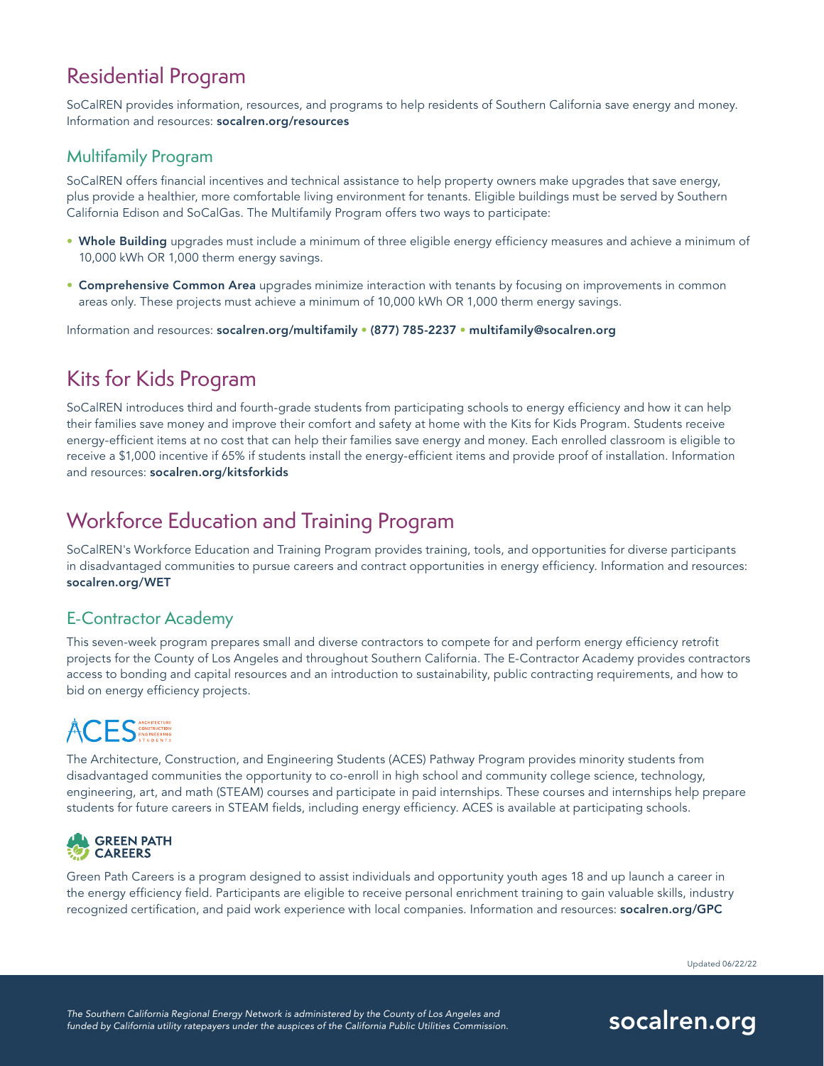# Residential Program

SoCalREN provides information, resources, and programs to help residents of Southern California save energy and money. Information and resources: **socalren.org/resources**

## Multifamily Program

SoCalREN offers financial incentives and technical assistance to help property owners make upgrades that save energy, plus provide a healthier, more comfortable living environment for tenants. Eligible buildings must be served by Southern California Edison and SoCalGas. The Multifamily Program offers two ways to participate:

- **Whole Building** upgrades must include a minimum of three eligible energy efficiency measures and achieve a minimum of 10,000 kWh OR 1,000 therm energy savings.
- **Comprehensive Common Area** upgrades minimize interaction with tenants by focusing on improvements in common areas only. These projects must achieve a minimum of 10,000 kWh OR 1,000 therm energy savings.

Information and resources: **socalren.org/multifamily** • **(877) 785-2237** • **multifamily@socalren.org**

# Kits for Kids Program

SoCalREN introduces third and fourth-grade students from participating schools to energy efficiency and how it can help their families save money and improve their comfort and safety at home with the Kits for Kids Program. Students receive energy-efficient items at no cost that can help their families save energy and money. Each enrolled classroom is eligible to receive a $1,000 incentive if 65% if students install the energy-efficient items and provide proof of installation. Information and resources: **socalren.org/kitsforkids**

# Workforce Education and Training Program

SoCalREN's Workforce Education and Training Program provides training, tools, and opportunities for diverse participants in disadvantaged communities to pursue careers and contract opportunities in energy efficiency. Information and resources: **socalren.org/WET**

## E-Contractor Academy

This seven-week program prepares small and diverse contractors to compete for and perform energy efficiency retrofit projects for the County of Los Angeles and throughout Southern California. The E-Contractor Academy provides contractors access to bonding and capital resources and an introduction to sustainability, public contracting requirements, and how to bid on energy efficiency projects.

## ACES

ARCHITECTURE CONSTRUCTION ENGINEERING STUDENTS

The Architecture, Construction, and Engineering Students (ACES) Pathway Program provides minority students from disadvantaged communities the opportunity to co-enroll in high school and community college science, technology, engineering, art, and math (STEAM) courses and participate in paid internships. These courses and internships help prepare students for future careers in STEAM fields, including energy efficiency. ACES is available at participating schools.

## GREEN PATH CAREERS

Green Path Careers is a program designed to assist individuals and opportunity youth ages 18 and up launch a career in the energy efficiency field. Participants are eligible to receive personal enrichment training to gain valuable skills, industry recognized certification, and paid work experience with local companies. Information and resources: **socalren.org/GPC**

Updated 06/22/22

*The Southern California Regional Energy Network is administered by the County of Los Angeles and funded by California utility ratepayers under the auspices of the California Public Utilities Commission.*

**socalren.org**